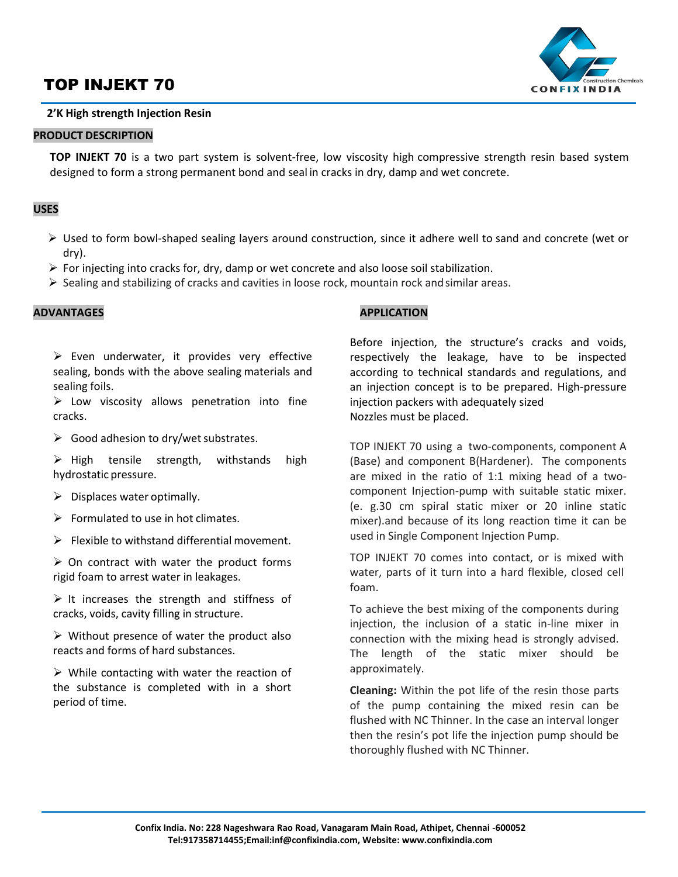# TOP INJEKT 70

**2'K High strength Injection Resin**

## PRODUCT DESCRIPTION

**TOP INJEKT 70** is a two part system is solvent-free, low viscosity high compressive strength resin based system designed to form a strong permanent bond and seal in cracks in dry, damp and wet concrete.

## USES

- Used to form bowl-shaped sealing layers around construction, since it adhere well to sand and concrete (wet or dry).
- For injecting into cracks for, dry, damp or wet concrete and also loose soil stabilization.
- Sealing and stabilizing of cracks and cavities in loose rock, mountain rock and similar areas.

## ADVANTAGES

- Even underwater, it provides very effective sealing, bonds with the above sealing materials and sealing foils.
- Low viscosity allows penetration into fine cracks.
- Good adhesion to dry/wet substrates.
- High tensile strength, withstands high hydrostatic pressure.
- Displaces water optimally.
- Formulated to use in hot climates.
- Flexible to withstand differential movement.
- On contract with water the product forms rigid foam to arrest water in leakages.
- It increases the strength and stiffness of cracks, voids, cavity filling in structure.
- Without presence of water the product also reacts and forms of hard substances.
- While contacting with water the reaction of the substance is completed with in a short period of time.

## APPLICATION

Before injection, the structure's cracks and voids, respectively the leakage, have to be inspected according to technical standards and regulations, and an injection concept is to be prepared. High-pressure injection packers with adequately sized
Nozzles must be placed.

TOP INJEKT 70 using a two-components, component A (Base) and component B(Hardener). The components are mixed in the ratio of 1:1 mixing head of a two-component Injection-pump with suitable static mixer. (e. g.30 cm spiral static mixer or 20 inline static mixer).and because of its long reaction time it can be used in Single Component Injection Pump.

TOP INJEKT 70 comes into contact, or is mixed with water, parts of it turn into a hard flexible, closed cell foam.

To achieve the best mixing of the components during injection, the inclusion of a static in-line mixer in connection with the mixing head is strongly advised. The length of the static mixer should be approximately.

**Cleaning:** Within the pot life of the resin those parts of the pump containing the mixed resin can be flushed with NC Thinner. In the case an interval longer then the resin's pot life the injection pump should be thoroughly flushed with NC Thinner.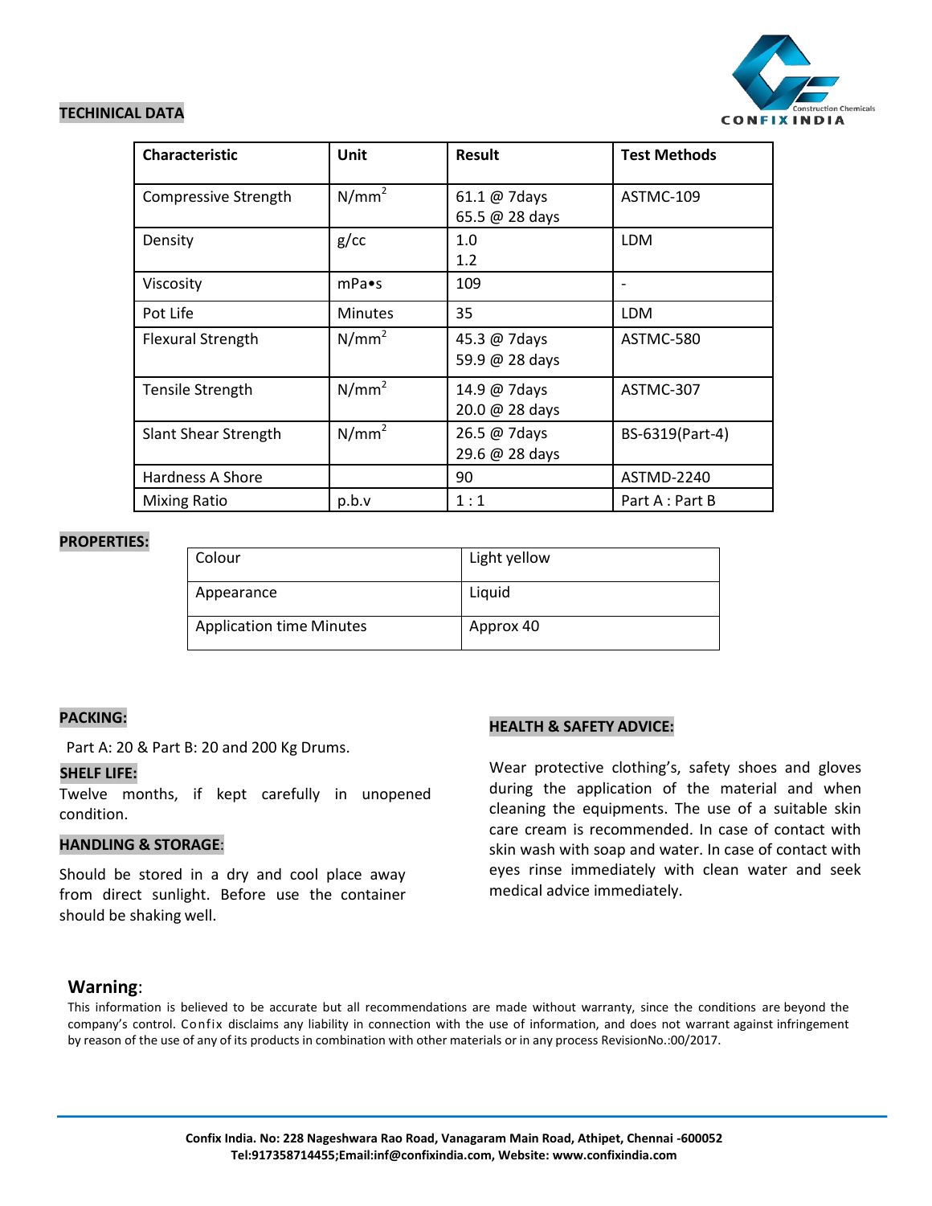**TECHINICAL DATA**

| Characteristic | Unit | Result | Test Methods |
|---|---|---|---|
| Compressive Strength | $N/mm^2$ | 61.1 @ 7days<br>65.5 @ 28 days | ASTMC-109 |
| Density | g/cc | 1.0<br>1.2 | LDM |
| Viscosity | mPa•s | 109 | - |
| Pot Life | Minutes | 35 | LDM |
| Flexural Strength | $N/mm^2$ | 45.3 @ 7days<br>59.9 @ 28 days | ASTMC-580 |
| Tensile Strength | $N/mm^2$ | 14.9 @ 7days<br>20.0 @ 28 days | ASTMC-307 |
| Slant Shear Strength | $N/mm^2$ | 26.5 @ 7days<br>29.6 @ 28 days | BS-6319(Part-4) |
| Hardness A Shore | | 90 | ASTMD-2240 |
| Mixing Ratio | p.b.v | 1 : 1 | Part A : Part B |

**PROPERTIES:**

| | |
|---|---|
| Colour | Light yellow |
| Appearance | Liquid |
| Application time Minutes | Approx 40 |

**PACKING:**

Part A: 20 & Part B: 20 and 200 Kg Drums.

**SHELF LIFE:**

Twelve months, if kept carefully in unopened condition.

**HANDLING & STORAGE:**

Should be stored in a dry and cool place away from direct sunlight. Before use the container should be shaking well.

**HEALTH & SAFETY ADVICE:**

Wear protective clothing's, safety shoes and gloves during the application of the material and when cleaning the equipments. The use of a suitable skin care cream is recommended. In case of contact with skin wash with soap and water. In case of contact with eyes rinse immediately with clean water and seek medical advice immediately.

## Warning:

This information is believed to be accurate but all recommendations are made without warranty, since the conditions are beyond the company's control. Confix disclaims any liability in connection with the use of information, and does not warrant against infringement by reason of the use of any of its products in combination with other materials or in any process RevisionNo.:00/2017.